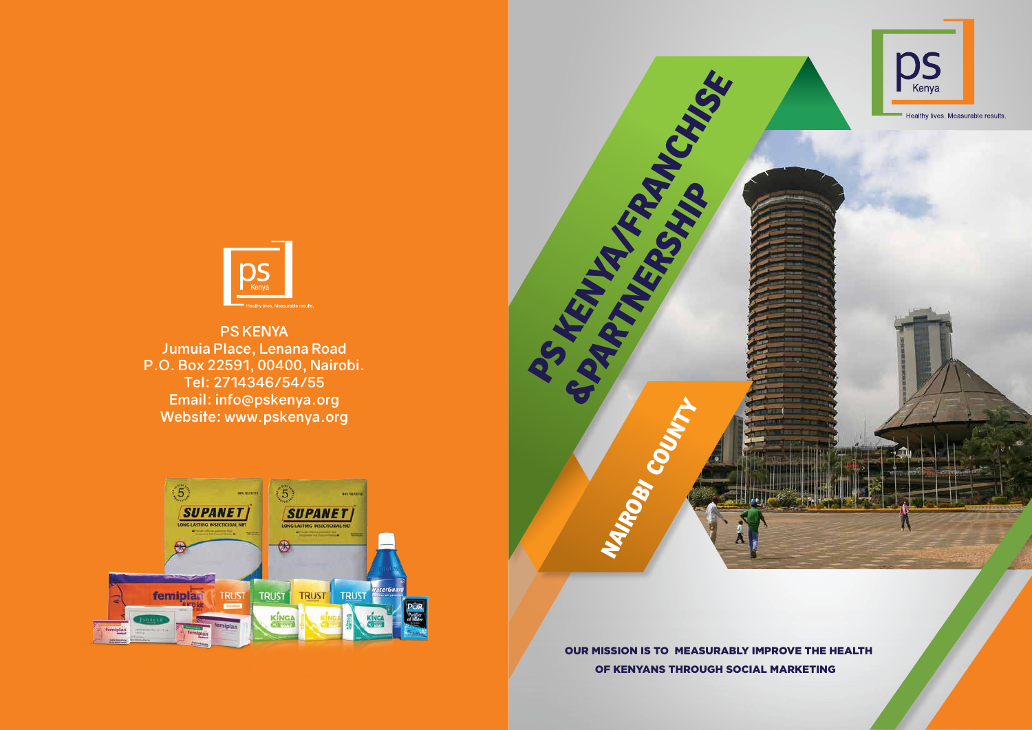PS KENYA
Jumuia Place, Lenana Road
P.O. Box 22591, 00400, Nairobi.
Tel: 2714346/54/55
Email: info@pskenya.org
Website: www.pskenya.org

ps Kenya

Healthy lives. Measurable results.

# PS KENYA/FRANCHISE & PARTNERSHIP

## NAIROBI COUNTY

**OUR MISSION IS TO MEASURABLY IMPROVE THE HEALTH OF KENYANS THROUGH SOCIAL MARKETING**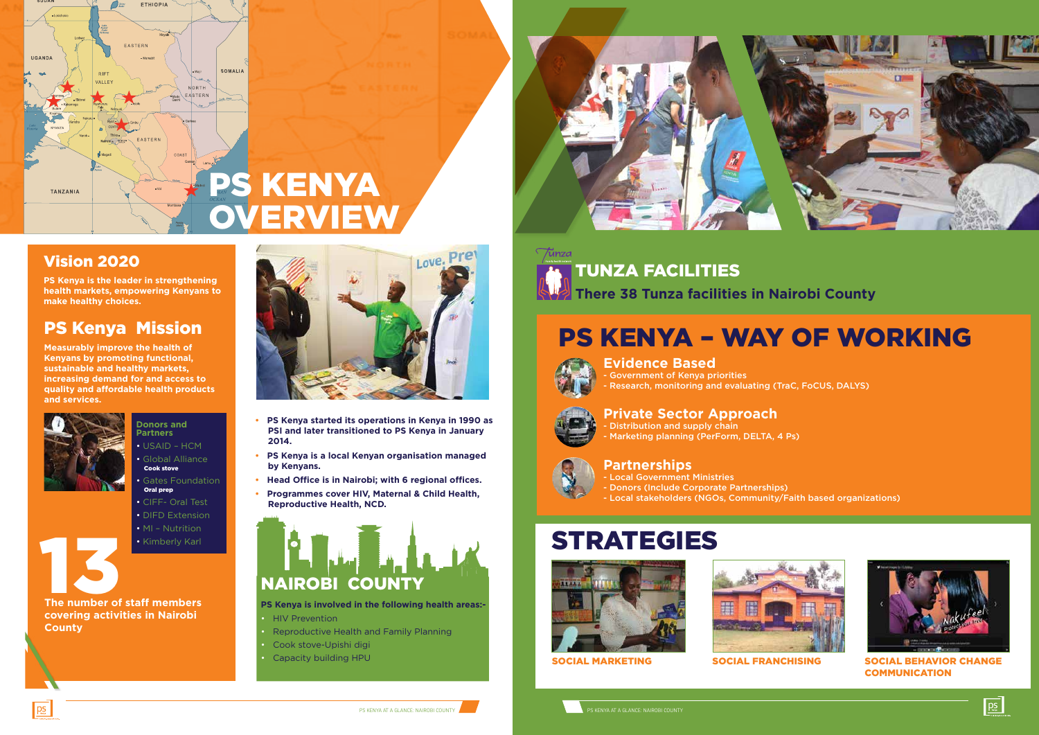# PS KENYA OVERVIEW

## Vision 2020

**PS Kenya is the leader in strengthening health markets, empowering Kenyans to make healthy choices.**

## PS Kenya Mission

**Measurably improve the health of Kenyans by promoting functional, sustainable and healthy markets, increasing demand for and access to quality and affordable health products and services.**

### Donors and Partners

- USAID – HCM
- Global Alliance **Cook stove**
- Gates Foundation **Oral prep**
- CIFF- Oral Test
- DIFD Extension
- MI – Nutrition
- Kimberly Karl

**13**

**The number of staff members covering activities in Nairobi County**

- **PS Kenya started its operations in Kenya in 1990 as PSI and later transitioned to PS Kenya in January 2014.**
- **PS Kenya is a local Kenyan organisation managed by Kenyans.**
- **Head Office is in Nairobi; with 6 regional offices.**
- **Programmes cover HIV, Maternal & Child Health, Reproductive Health, NCD.**

## NAIROBI COUNTY

**PS Kenya is involved in the following health areas:-**

- HIV Prevention
- Reproductive Health and Family Planning
- Cook stove-Upishi digi
- Capacity building HPU

## TUNZA FACILITIES

**There 38 Tunza facilities in Nairobi County**

## PS KENYA – WAY OF WORKING

### Evidence Based

- Government of Kenya priorities
- Research, monitoring and evaluating (TraC, FoCUS, DALYS)

### Private Sector Approach

- Distribution and supply chain
- Marketing planning (PerForm, DELTA, 4 Ps)

### Partnerships

- Local Government Ministries
- Donors (Include Corporate Partnerships)
- Local stakeholders (NGOs, Community/Faith based organizations)

## STRATEGIES

SOCIAL MARKETING

SOCIAL FRANCHISING

SOCIAL BEHAVIOR CHANGE COMMUNICATION